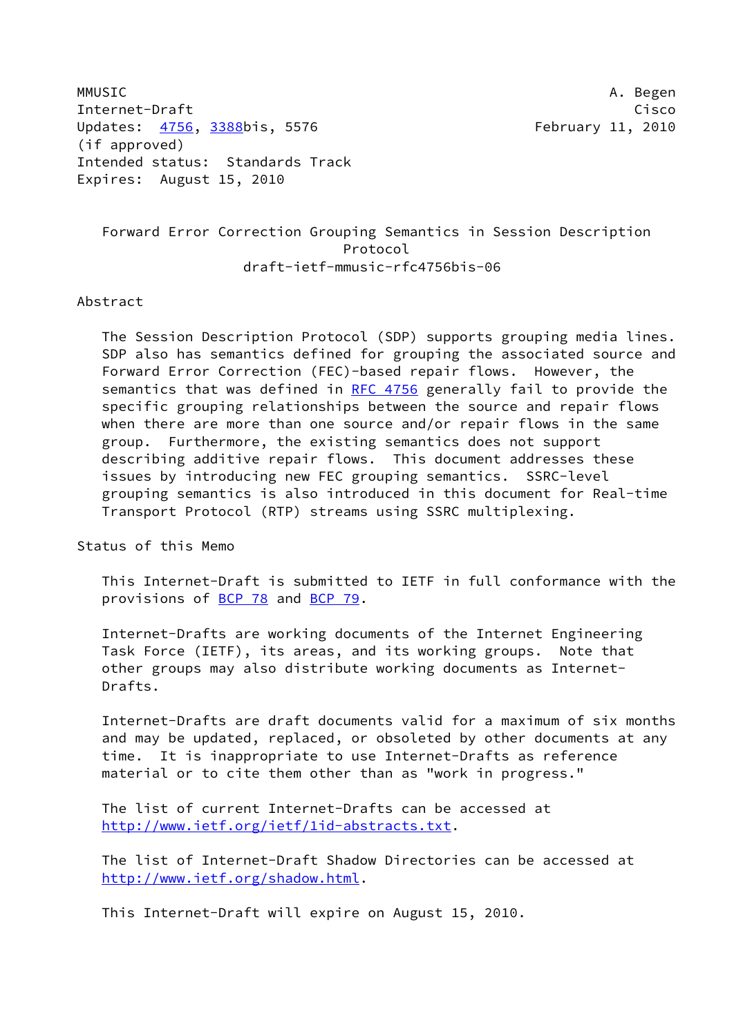MMUSIC A. Begen
Internet-Draft Cisco
Updates: 4756, 3388bis, 5576 February 11, 2010
(if approved)
Intended status: Standards Track
Expires: August 15, 2010

# Forward Error Correction Grouping Semantics in Session Description Protocol
draft-ietf-mmusic-rfc4756bis-06

## Abstract

The Session Description Protocol (SDP) supports grouping media lines. SDP also has semantics defined for grouping the associated source and Forward Error Correction (FEC)-based repair flows. However, the semantics that was defined in RFC 4756 generally fail to provide the specific grouping relationships between the source and repair flows when there are more than one source and/or repair flows in the same group. Furthermore, the existing semantics does not support describing additive repair flows. This document addresses these issues by introducing new FEC grouping semantics. SSRC-level grouping semantics is also introduced in this document for Real-time Transport Protocol (RTP) streams using SSRC multiplexing.

## Status of this Memo

This Internet-Draft is submitted to IETF in full conformance with the provisions of BCP 78 and BCP 79.

Internet-Drafts are working documents of the Internet Engineering Task Force (IETF), its areas, and its working groups. Note that other groups may also distribute working documents as Internet-Drafts.

Internet-Drafts are draft documents valid for a maximum of six months and may be updated, replaced, or obsoleted by other documents at any time. It is inappropriate to use Internet-Drafts as reference material or to cite them other than as "work in progress."

The list of current Internet-Drafts can be accessed at http://www.ietf.org/ietf/1id-abstracts.txt.

The list of Internet-Draft Shadow Directories can be accessed at http://www.ietf.org/shadow.html.

This Internet-Draft will expire on August 15, 2010.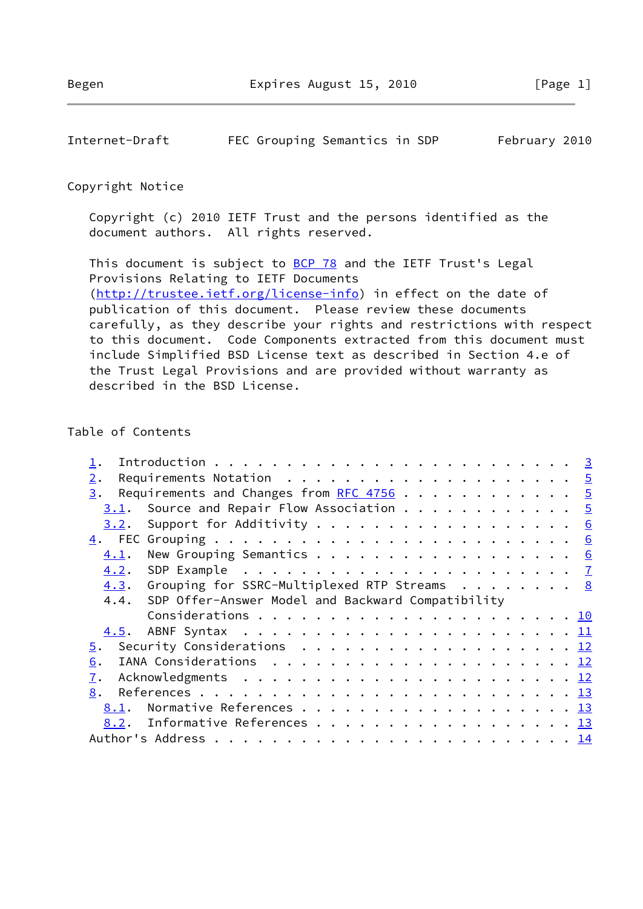## Copyright Notice

Copyright (c) 2010 IETF Trust and the persons identified as the document authors. All rights reserved.

This document is subject to BCP 78 and the IETF Trust's Legal Provisions Relating to IETF Documents (http://trustee.ietf.org/license-info) in effect on the date of publication of this document. Please review these documents carefully, as they describe your rights and restrictions with respect to this document. Code Components extracted from this document must include Simplified BSD License text as described in Section 4.e of the Trust Legal Provisions and are provided without warranty as described in the BSD License.

## Table of Contents

```
   1.  Introduction . . . . . . . . . . . . . . . . . . . . . . . .  3
   2.  Requirements Notation  . . . . . . . . . . . . . . . . . . .  5
   3.  Requirements and Changes from RFC 4756 . . . . . . . . . . .  5
     3.1.  Source and Repair Flow Association . . . . . . . . . . .  5
     3.2.  Support for Additivity . . . . . . . . . . . . . . . . .  6
   4.  FEC Grouping . . . . . . . . . . . . . . . . . . . . . . . .  6
     4.1.  New Grouping Semantics . . . . . . . . . . . . . . . . .  6
     4.2.  SDP Example  . . . . . . . . . . . . . . . . . . . . . .  7
     4.3.  Grouping for SSRC-Multiplexed RTP Streams  . . . . . . .  8
     4.4.  SDP Offer-Answer Model and Backward Compatibility
           Considerations . . . . . . . . . . . . . . . . . . . . . 10
     4.5.  ABNF Syntax  . . . . . . . . . . . . . . . . . . . . . . 11
   5.  Security Considerations  . . . . . . . . . . . . . . . . . . 12
   6.  IANA Considerations  . . . . . . . . . . . . . . . . . . . . 12
   7.  Acknowledgments  . . . . . . . . . . . . . . . . . . . . . . 12
   8.  References . . . . . . . . . . . . . . . . . . . . . . . . . 13
     8.1.  Normative References . . . . . . . . . . . . . . . . . . 13
     8.2.  Informative References . . . . . . . . . . . . . . . . . 13
   Author's Address . . . . . . . . . . . . . . . . . . . . . . . . 14
```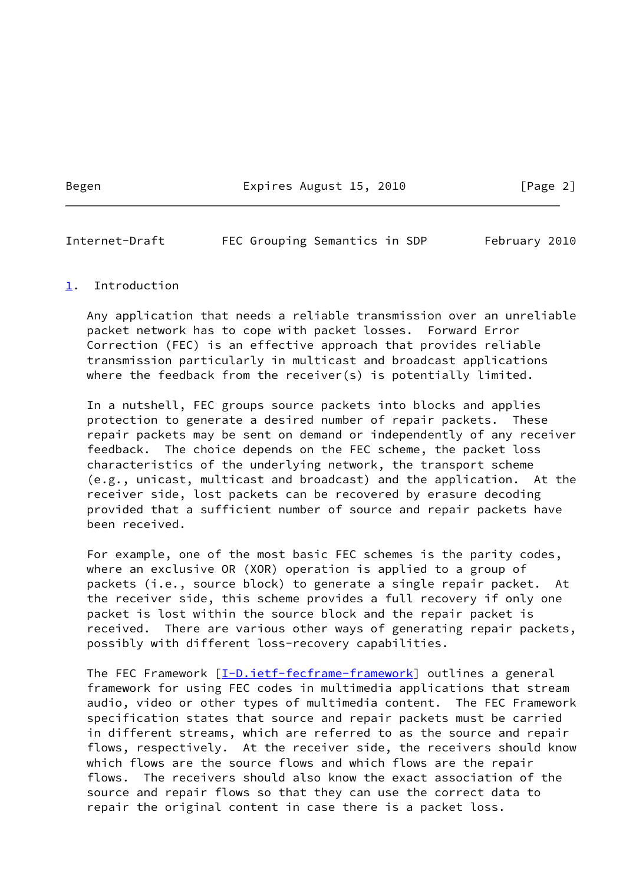## 1. Introduction

Any application that needs a reliable transmission over an unreliable packet network has to cope with packet losses. Forward Error Correction (FEC) is an effective approach that provides reliable transmission particularly in multicast and broadcast applications where the feedback from the receiver(s) is potentially limited.

In a nutshell, FEC groups source packets into blocks and applies protection to generate a desired number of repair packets. These repair packets may be sent on demand or independently of any receiver feedback. The choice depends on the FEC scheme, the packet loss characteristics of the underlying network, the transport scheme (e.g., unicast, multicast and broadcast) and the application. At the receiver side, lost packets can be recovered by erasure decoding provided that a sufficient number of source and repair packets have been received.

For example, one of the most basic FEC schemes is the parity codes, where an exclusive OR (XOR) operation is applied to a group of packets (i.e., source block) to generate a single repair packet. At the receiver side, this scheme provides a full recovery if only one packet is lost within the source block and the repair packet is received. There are various other ways of generating repair packets, possibly with different loss-recovery capabilities.

The FEC Framework [I-D.ietf-fecframe-framework] outlines a general framework for using FEC codes in multimedia applications that stream audio, video or other types of multimedia content. The FEC Framework specification states that source and repair packets must be carried in different streams, which are referred to as the source and repair flows, respectively. At the receiver side, the receivers should know which flows are the source flows and which flows are the repair flows. The receivers should also know the exact association of the source and repair flows so that they can use the correct data to repair the original content in case there is a packet loss.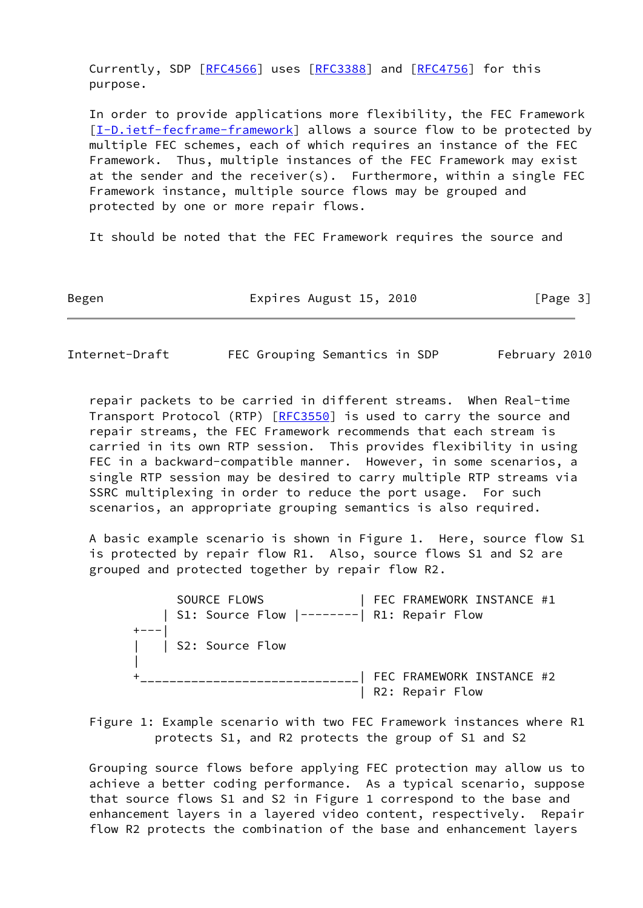Currently, SDP [RFC4566] uses [RFC3388] and [RFC4756] for this purpose.

In order to provide applications more flexibility, the FEC Framework [I-D.ietf-fecframe-framework] allows a source flow to be protected by multiple FEC schemes, each of which requires an instance of the FEC Framework. Thus, multiple instances of the FEC Framework may exist at the sender and the receiver(s). Furthermore, within a single FEC Framework instance, multiple source flows may be grouped and protected by one or more repair flows.

It should be noted that the FEC Framework requires the source and repair packets to be carried in different streams. When Real-time Transport Protocol (RTP) [RFC3550] is used to carry the source and repair streams, the FEC Framework recommends that each stream is carried in its own RTP session. This provides flexibility in using FEC in a backward-compatible manner. However, in some scenarios, a single RTP session may be desired to carry multiple RTP streams via SSRC multiplexing in order to reduce the port usage. For such scenarios, an appropriate grouping semantics is also required.

A basic example scenario is shown in Figure 1. Here, source flow S1 is protected by repair flow R1. Also, source flows S1 and S2 are grouped and protected together by repair flow R2.

```
            SOURCE FLOWS             | FEC FRAMEWORK INSTANCE #1
          | S1: Source Flow |--------| R1: Repair Flow
      +---|
      |   | S2: Source Flow
      |
      +______________________________| FEC FRAMEWORK INSTANCE #2
                                     | R2: Repair Flow
```

Figure 1: Example scenario with two FEC Framework instances where R1 protects S1, and R2 protects the group of S1 and S2

Grouping source flows before applying FEC protection may allow us to achieve a better coding performance. As a typical scenario, suppose that source flows S1 and S2 in Figure 1 correspond to the base and enhancement layers in a layered video content, respectively. Repair flow R2 protects the combination of the base and enhancement layers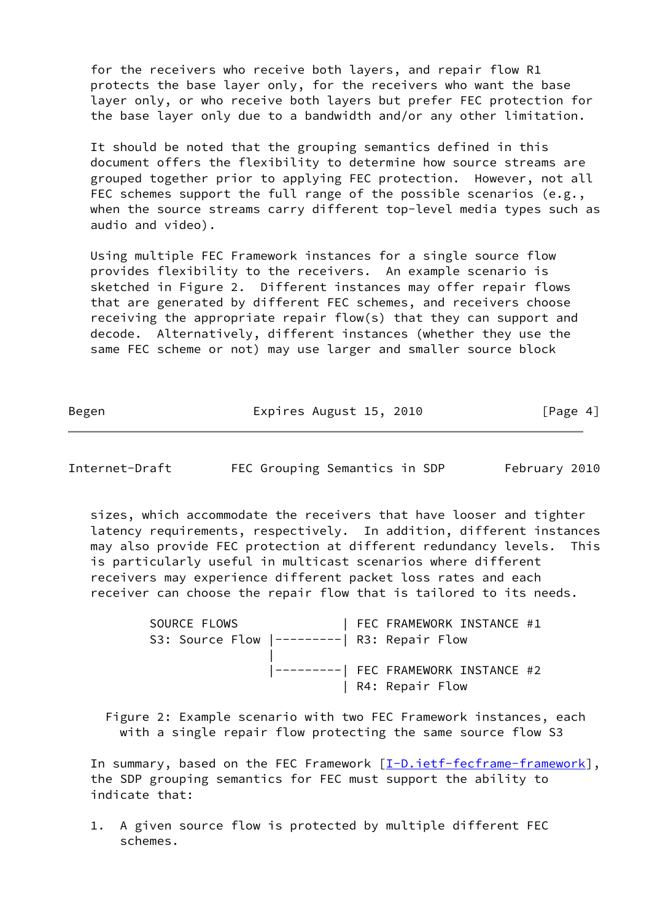for the receivers who receive both layers, and repair flow R1 protects the base layer only, for the receivers who want the base layer only, or who receive both layers but prefer FEC protection for the base layer only due to a bandwidth and/or any other limitation.

It should be noted that the grouping semantics defined in this document offers the flexibility to determine how source streams are grouped together prior to applying FEC protection. However, not all FEC schemes support the full range of the possible scenarios (e.g., when the source streams carry different top-level media types such as audio and video).

Using multiple FEC Framework instances for a single source flow provides flexibility to the receivers. An example scenario is sketched in Figure 2. Different instances may offer repair flows that are generated by different FEC schemes, and receivers choose receiving the appropriate repair flow(s) that they can support and decode. Alternatively, different instances (whether they use the same FEC scheme or not) may use larger and smaller source block sizes, which accommodate the receivers that have looser and tighter latency requirements, respectively. In addition, different instances may also provide FEC protection at different redundancy levels. This is particularly useful in multicast scenarios where different receivers may experience different packet loss rates and each receiver can choose the repair flow that is tailored to its needs.

```
SOURCE FLOWS               | FEC FRAMEWORK INSTANCE #1
S3: Source Flow |---------| R3: Repair Flow
                |
                |---------| FEC FRAMEWORK INSTANCE #2
                          | R4: Repair Flow
```

Figure 2: Example scenario with two FEC Framework instances, each with a single repair flow protecting the same source flow S3

In summary, based on the FEC Framework [I-D.ietf-fecframe-framework], the SDP grouping semantics for FEC must support the ability to indicate that:

1. A given source flow is protected by multiple different FEC schemes.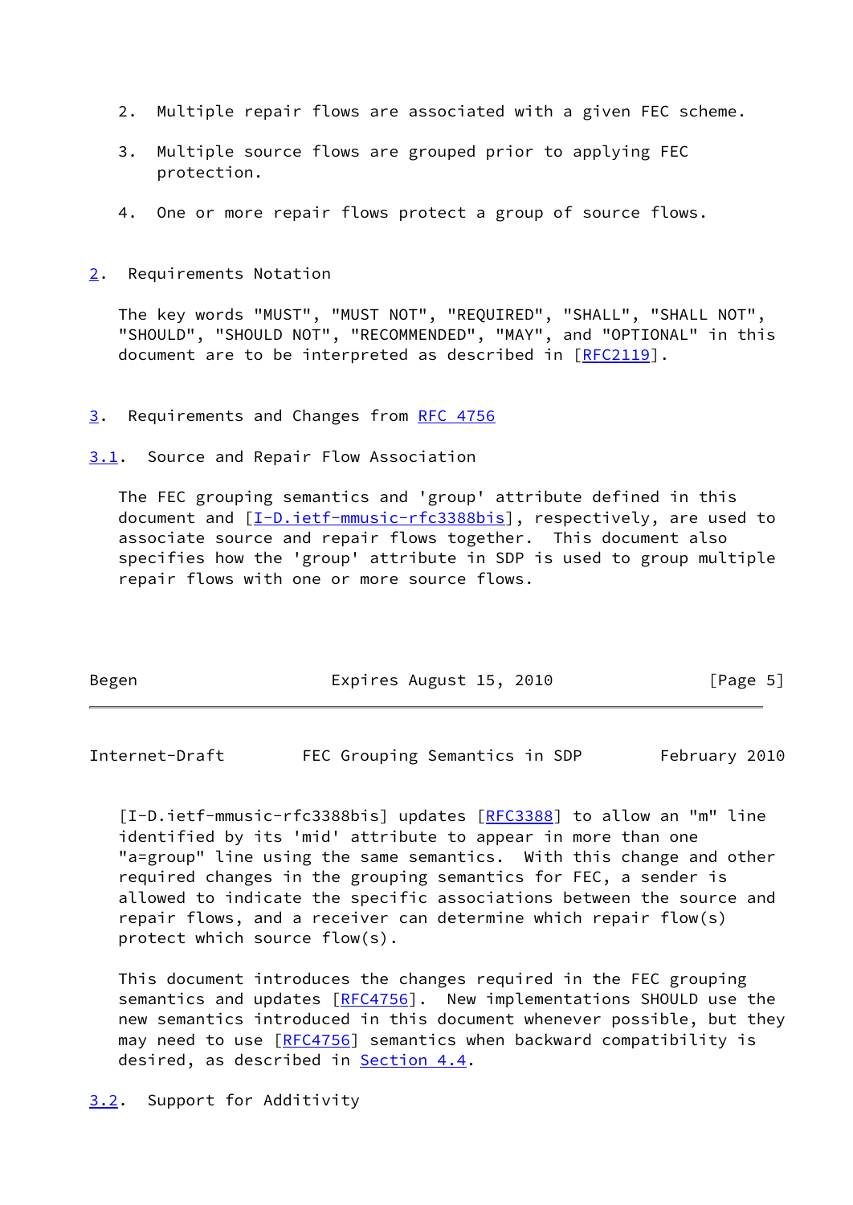2. Multiple repair flows are associated with a given FEC scheme.

3. Multiple source flows are grouped prior to applying FEC protection.

4. One or more repair flows protect a group of source flows.

## 2. Requirements Notation

The key words "MUST", "MUST NOT", "REQUIRED", "SHALL", "SHALL NOT", "SHOULD", "SHOULD NOT", "RECOMMENDED", "MAY", and "OPTIONAL" in this document are to be interpreted as described in [RFC2119].

## 3. Requirements and Changes from RFC 4756

### 3.1. Source and Repair Flow Association

The FEC grouping semantics and 'group' attribute defined in this document and [I-D.ietf-mmusic-rfc3388bis], respectively, are used to associate source and repair flows together. This document also specifies how the 'group' attribute in SDP is used to group multiple repair flows with one or more source flows.

[I-D.ietf-mmusic-rfc3388bis] updates [RFC3388] to allow an "m" line identified by its 'mid' attribute to appear in more than one "a=group" line using the same semantics. With this change and other required changes in the grouping semantics for FEC, a sender is allowed to indicate the specific associations between the source and repair flows, and a receiver can determine which repair flow(s) protect which source flow(s).

This document introduces the changes required in the FEC grouping semantics and updates [RFC4756]. New implementations SHOULD use the new semantics introduced in this document whenever possible, but they may need to use [RFC4756] semantics when backward compatibility is desired, as described in Section 4.4.

### 3.2. Support for Additivity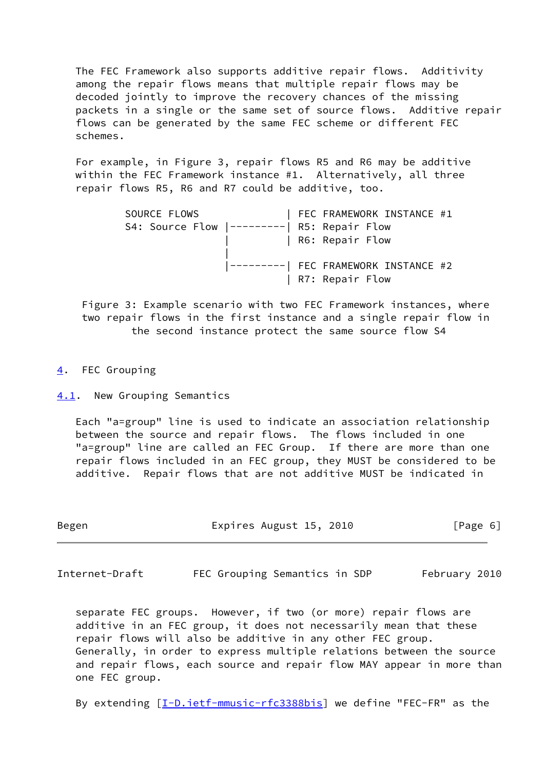The FEC Framework also supports additive repair flows. Additivity among the repair flows means that multiple repair flows may be decoded jointly to improve the recovery chances of the missing packets in a single or the same set of source flows. Additive repair flows can be generated by the same FEC scheme or different FEC schemes.

For example, in Figure 3, repair flows R5 and R6 may be additive within the FEC Framework instance #1. Alternatively, all three repair flows R5, R6 and R7 could be additive, too.

```
        SOURCE FLOWS               | FEC FRAMEWORK INSTANCE #1
        S4: Source Flow |---------| R5: Repair Flow
                        |         | R6: Repair Flow
                        |
                        |---------| FEC FRAMEWORK INSTANCE #2
                                  | R7: Repair Flow
```

Figure 3: Example scenario with two FEC Framework instances, where two repair flows in the first instance and a single repair flow in the second instance protect the same source flow S4

## 4. FEC Grouping

### 4.1. New Grouping Semantics

Each "a=group" line is used to indicate an association relationship between the source and repair flows. The flows included in one "a=group" line are called an FEC Group. If there are more than one repair flows included in an FEC group, they MUST be considered to be additive. Repair flows that are not additive MUST be indicated in separate FEC groups. However, if two (or more) repair flows are additive in an FEC group, it does not necessarily mean that these repair flows will also be additive in any other FEC group. Generally, in order to express multiple relations between the source and repair flows, each source and repair flow MAY appear in more than one FEC group.

By extending [I-D.ietf-mmusic-rfc3388bis] we define "FEC-FR" as the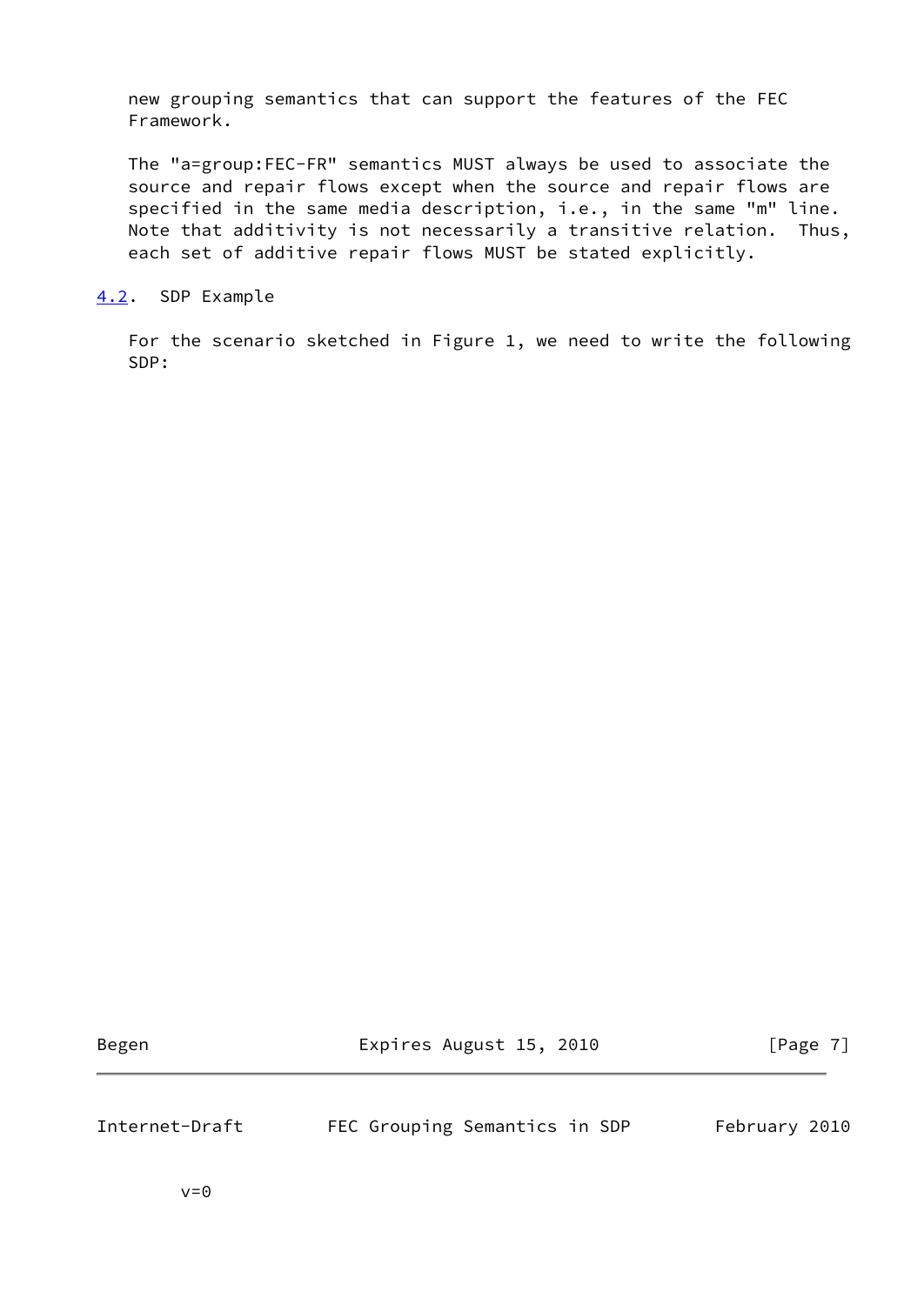new grouping semantics that can support the features of the FEC Framework.

The "a=group:FEC-FR" semantics MUST always be used to associate the source and repair flows except when the source and repair flows are specified in the same media description, i.e., in the same "m" line. Note that additivity is not necessarily a transitive relation. Thus, each set of additive repair flows MUST be stated explicitly.

## 4.2. SDP Example

For the scenario sketched in Figure 1, we need to write the following SDP:

```
v=0
```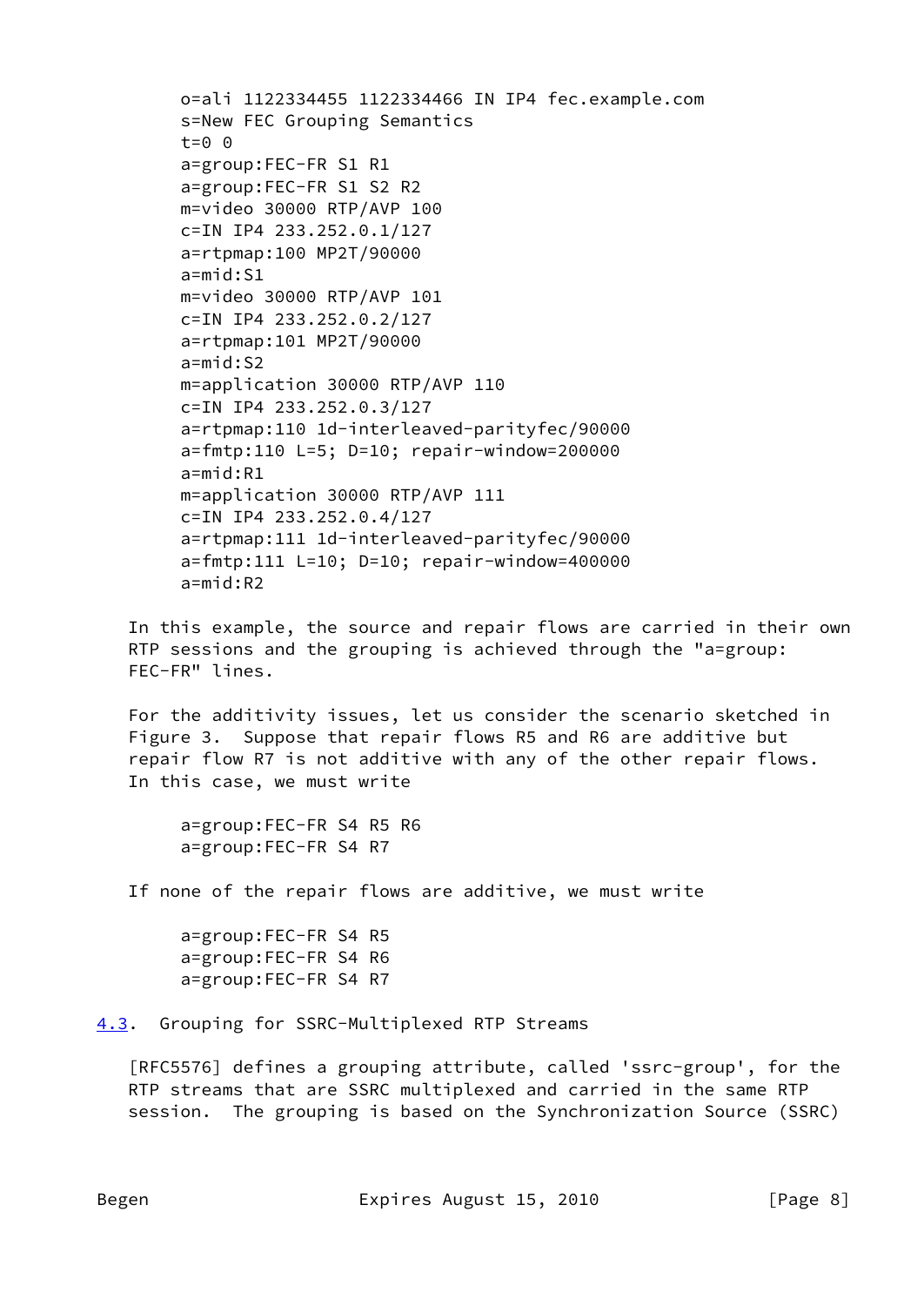```
o=ali 1122334455 1122334466 IN IP4 fec.example.com
s=New FEC Grouping Semantics
t=0 0
a=group:FEC-FR S1 R1
a=group:FEC-FR S1 S2 R2
m=video 30000 RTP/AVP 100
c=IN IP4 233.252.0.1/127
a=rtpmap:100 MP2T/90000
a=mid:S1
m=video 30000 RTP/AVP 101
c=IN IP4 233.252.0.2/127
a=rtpmap:101 MP2T/90000
a=mid:S2
m=application 30000 RTP/AVP 110
c=IN IP4 233.252.0.3/127
a=rtpmap:110 1d-interleaved-parityfec/90000
a=fmtp:110 L=5; D=10; repair-window=200000
a=mid:R1
m=application 30000 RTP/AVP 111
c=IN IP4 233.252.0.4/127
a=rtpmap:111 1d-interleaved-parityfec/90000
a=fmtp:111 L=10; D=10; repair-window=400000
a=mid:R2
```

In this example, the source and repair flows are carried in their own RTP sessions and the grouping is achieved through the "a=group: FEC-FR" lines.

For the additivity issues, let us consider the scenario sketched in Figure 3. Suppose that repair flows R5 and R6 are additive but repair flow R7 is not additive with any of the other repair flows. In this case, we must write

```
a=group:FEC-FR S4 R5 R6
a=group:FEC-FR S4 R7
```

If none of the repair flows are additive, we must write

```
a=group:FEC-FR S4 R5
a=group:FEC-FR S4 R6
a=group:FEC-FR S4 R7
```

### 4.3. Grouping for SSRC-Multiplexed RTP Streams

[RFC5576] defines a grouping attribute, called 'ssrc-group', for the RTP streams that are SSRC multiplexed and carried in the same RTP session. The grouping is based on the Synchronization Source (SSRC)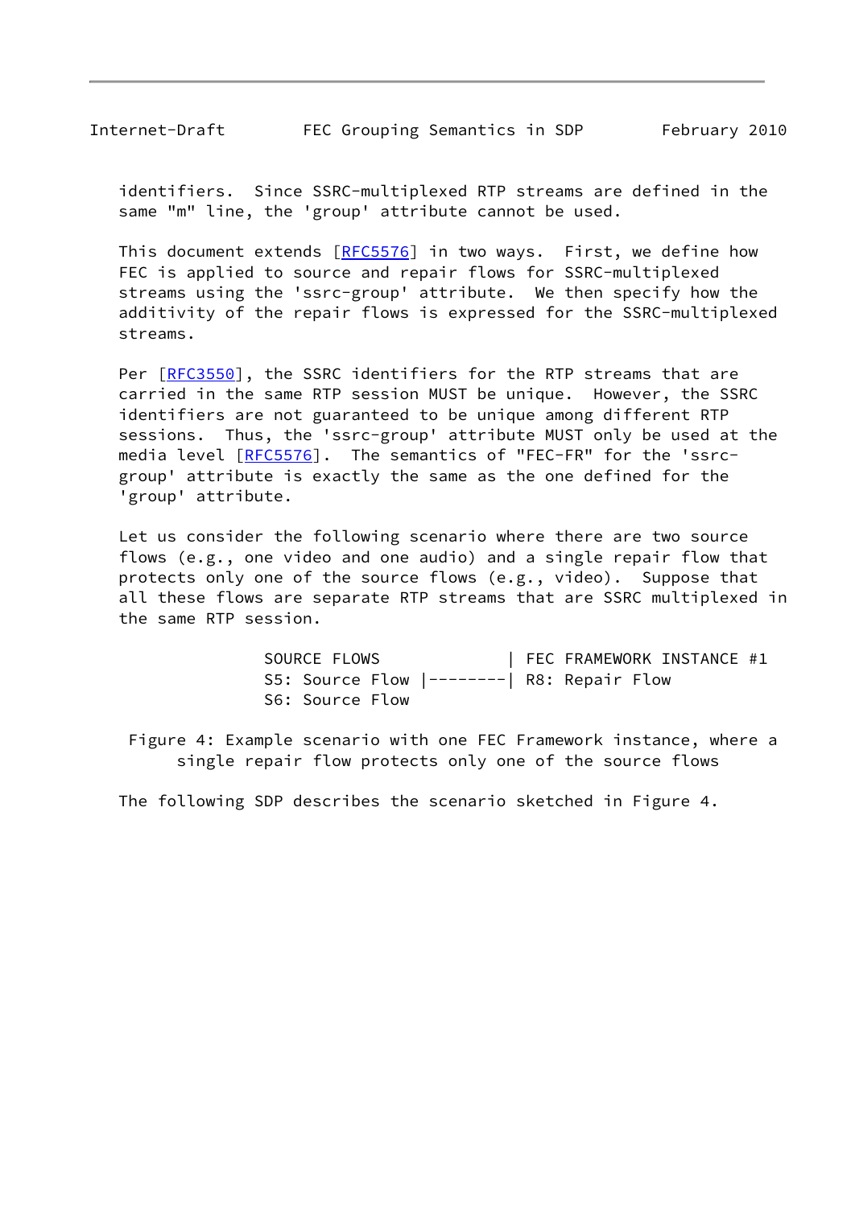identifiers. Since SSRC-multiplexed RTP streams are defined in the same "m" line, the 'group' attribute cannot be used.

This document extends [RFC5576] in two ways. First, we define how FEC is applied to source and repair flows for SSRC-multiplexed streams using the 'ssrc-group' attribute. We then specify how the additivity of the repair flows is expressed for the SSRC-multiplexed streams.

Per [RFC3550], the SSRC identifiers for the RTP streams that are carried in the same RTP session MUST be unique. However, the SSRC identifiers are not guaranteed to be unique among different RTP sessions. Thus, the 'ssrc-group' attribute MUST only be used at the media level [RFC5576]. The semantics of "FEC-FR" for the 'ssrc-group' attribute is exactly the same as the one defined for the 'group' attribute.

Let us consider the following scenario where there are two source flows (e.g., one video and one audio) and a single repair flow that protects only one of the source flows (e.g., video). Suppose that all these flows are separate RTP streams that are SSRC multiplexed in the same RTP session.

```
               SOURCE FLOWS             | FEC FRAMEWORK INSTANCE #1
               S5: Source Flow |--------| R8: Repair Flow
               S6: Source Flow
```

Figure 4: Example scenario with one FEC Framework instance, where a single repair flow protects only one of the source flows

The following SDP describes the scenario sketched in Figure 4.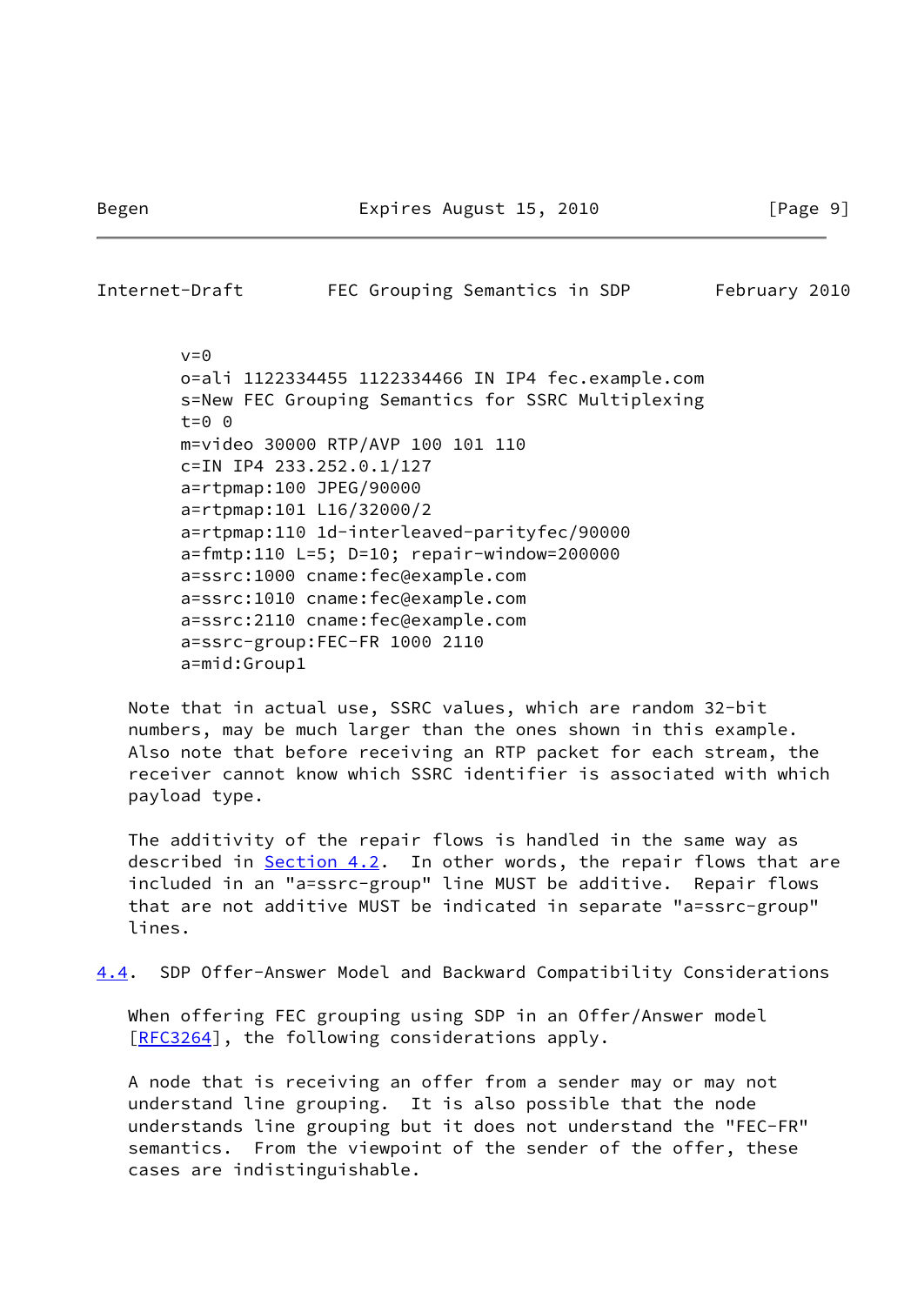```
v=0
o=ali 1122334455 1122334466 IN IP4 fec.example.com
s=New FEC Grouping Semantics for SSRC Multiplexing
t=0 0
m=video 30000 RTP/AVP 100 101 110
c=IN IP4 233.252.0.1/127
a=rtpmap:100 JPEG/90000
a=rtpmap:101 L16/32000/2
a=rtpmap:110 1d-interleaved-parityfec/90000
a=fmtp:110 L=5; D=10; repair-window=200000
a=ssrc:1000 cname:fec@example.com
a=ssrc:1010 cname:fec@example.com
a=ssrc:2110 cname:fec@example.com
a=ssrc-group:FEC-FR 1000 2110
a=mid:Group1
```

Note that in actual use, SSRC values, which are random 32-bit numbers, may be much larger than the ones shown in this example. Also note that before receiving an RTP packet for each stream, the receiver cannot know which SSRC identifier is associated with which payload type.

The additivity of the repair flows is handled in the same way as described in Section 4.2. In other words, the repair flows that are included in an "a=ssrc-group" line MUST be additive. Repair flows that are not additive MUST be indicated in separate "a=ssrc-group" lines.

## 4.4. SDP Offer-Answer Model and Backward Compatibility Considerations

When offering FEC grouping using SDP in an Offer/Answer model [RFC3264], the following considerations apply.

A node that is receiving an offer from a sender may or may not understand line grouping. It is also possible that the node understands line grouping but it does not understand the "FEC-FR" semantics. From the viewpoint of the sender of the offer, these cases are indistinguishable.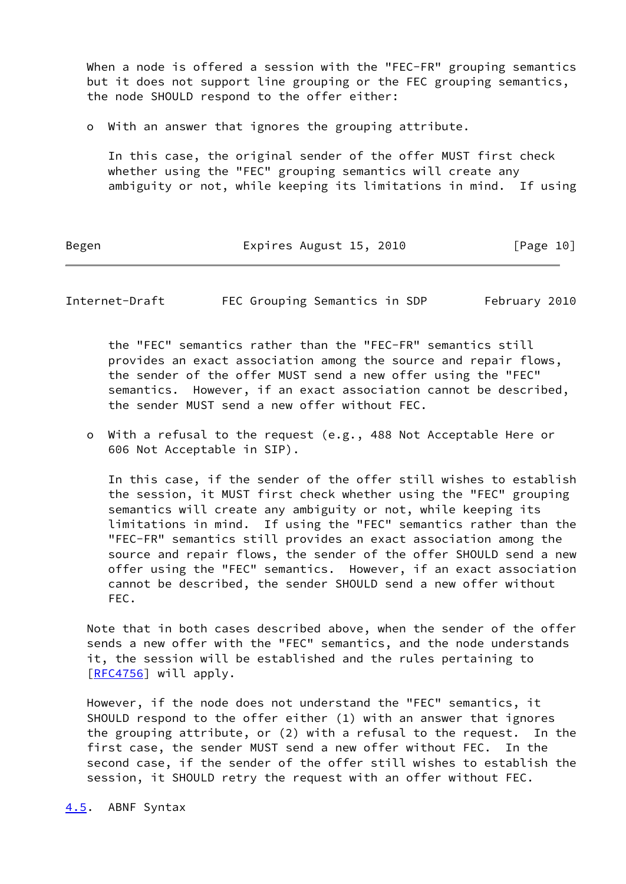When a node is offered a session with the "FEC-FR" grouping semantics but it does not support line grouping or the FEC grouping semantics, the node SHOULD respond to the offer either:

- With an answer that ignores the grouping attribute.

  In this case, the original sender of the offer MUST first check whether using the "FEC" grouping semantics will create any ambiguity or not, while keeping its limitations in mind. If using the "FEC" semantics rather than the "FEC-FR" semantics still provides an exact association among the source and repair flows, the sender of the offer MUST send a new offer using the "FEC" semantics. However, if an exact association cannot be described, the sender MUST send a new offer without FEC.

- With a refusal to the request (e.g., 488 Not Acceptable Here or 606 Not Acceptable in SIP).

  In this case, if the sender of the offer still wishes to establish the session, it MUST first check whether using the "FEC" grouping semantics will create any ambiguity or not, while keeping its limitations in mind. If using the "FEC" semantics rather than the "FEC-FR" semantics still provides an exact association among the source and repair flows, the sender of the offer SHOULD send a new offer using the "FEC" semantics. However, if an exact association cannot be described, the sender SHOULD send a new offer without FEC.

Note that in both cases described above, when the sender of the offer sends a new offer with the "FEC" semantics, and the node understands it, the session will be established and the rules pertaining to [RFC4756] will apply.

However, if the node does not understand the "FEC" semantics, it SHOULD respond to the offer either (1) with an answer that ignores the grouping attribute, or (2) with a refusal to the request. In the first case, the sender MUST send a new offer without FEC. In the second case, if the sender of the offer still wishes to establish the session, it SHOULD retry the request with an offer without FEC.

## 4.5. ABNF Syntax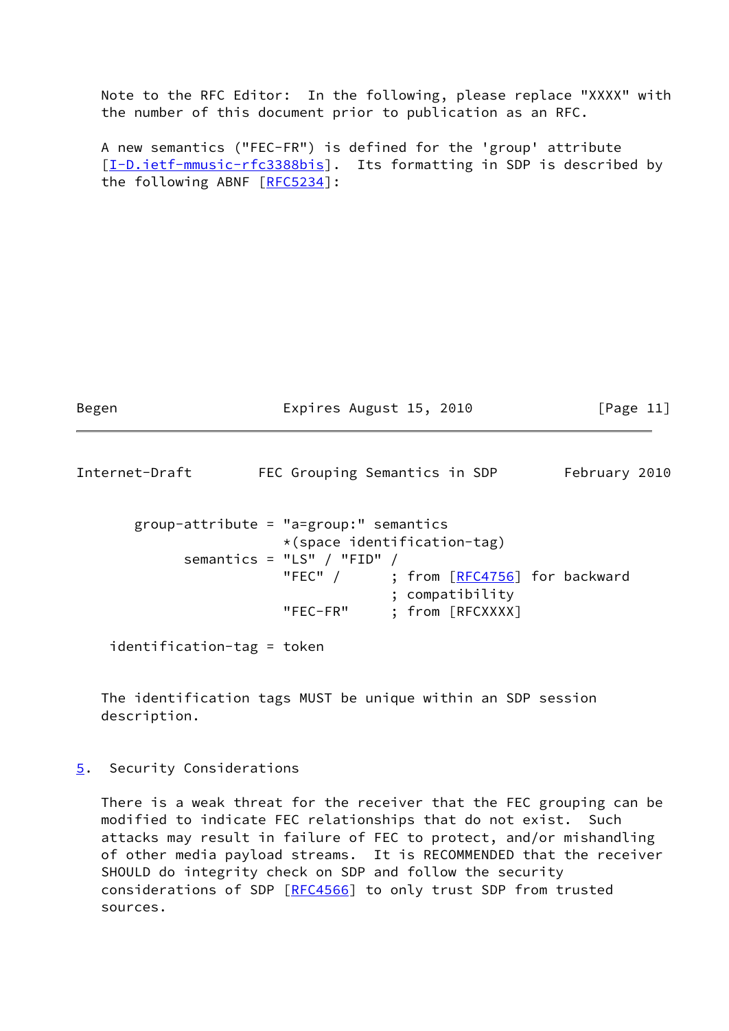Note to the RFC Editor: In the following, please replace "XXXX" with the number of this document prior to publication as an RFC.

A new semantics ("FEC-FR") is defined for the 'group' attribute [I-D.ietf-mmusic-rfc3388bis]. Its formatting in SDP is described by the following ABNF [RFC5234]:

```
    group-attribute = "a=group:" semantics
                      *(space identification-tag)
          semantics = "LS" / "FID" /
                      "FEC" /      ; from [RFC4756] for backward
                                   ; compatibility
                      "FEC-FR"     ; from [RFCXXXX]

 identification-tag = token
```

The identification tags MUST be unique within an SDP session description.

## 5. Security Considerations

There is a weak threat for the receiver that the FEC grouping can be modified to indicate FEC relationships that do not exist. Such attacks may result in failure of FEC to protect, and/or mishandling of other media payload streams. It is RECOMMENDED that the receiver SHOULD do integrity check on SDP and follow the security considerations of SDP [RFC4566] to only trust SDP from trusted sources.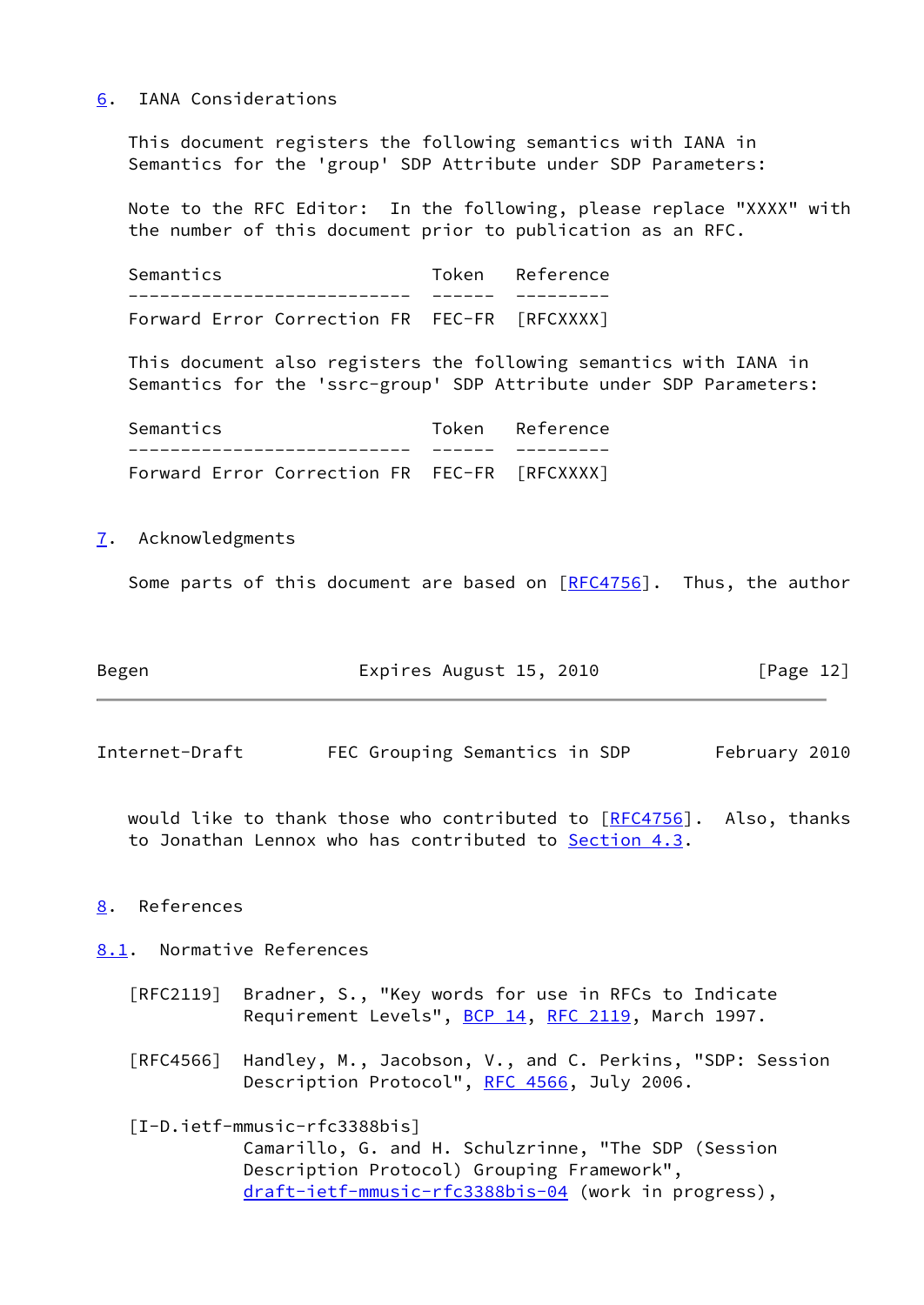## 6. IANA Considerations

This document registers the following semantics with IANA in Semantics for the 'group' SDP Attribute under SDP Parameters:

Note to the RFC Editor: In the following, please replace "XXXX" with the number of this document prior to publication as an RFC.

| Semantics | Token | Reference |
|---|---|---|
| Forward Error Correction FR | FEC-FR | [RFCXXXX] |

This document also registers the following semantics with IANA in Semantics for the 'ssrc-group' SDP Attribute under SDP Parameters:

| Semantics | Token | Reference |
|---|---|---|
| Forward Error Correction FR | FEC-FR | [RFCXXXX] |

## 7. Acknowledgments

Some parts of this document are based on [RFC4756]. Thus, the author would like to thank those who contributed to [RFC4756]. Also, thanks to Jonathan Lennox who has contributed to Section 4.3.

## 8. References

### 8.1. Normative References

[RFC2119] Bradner, S., "Key words for use in RFCs to Indicate Requirement Levels", BCP 14, RFC 2119, March 1997.

[RFC4566] Handley, M., Jacobson, V., and C. Perkins, "SDP: Session Description Protocol", RFC 4566, July 2006.

[I-D.ietf-mmusic-rfc3388bis]
Camarillo, G. and H. Schulzrinne, "The SDP (Session Description Protocol) Grouping Framework", draft-ietf-mmusic-rfc3388bis-04 (work in progress),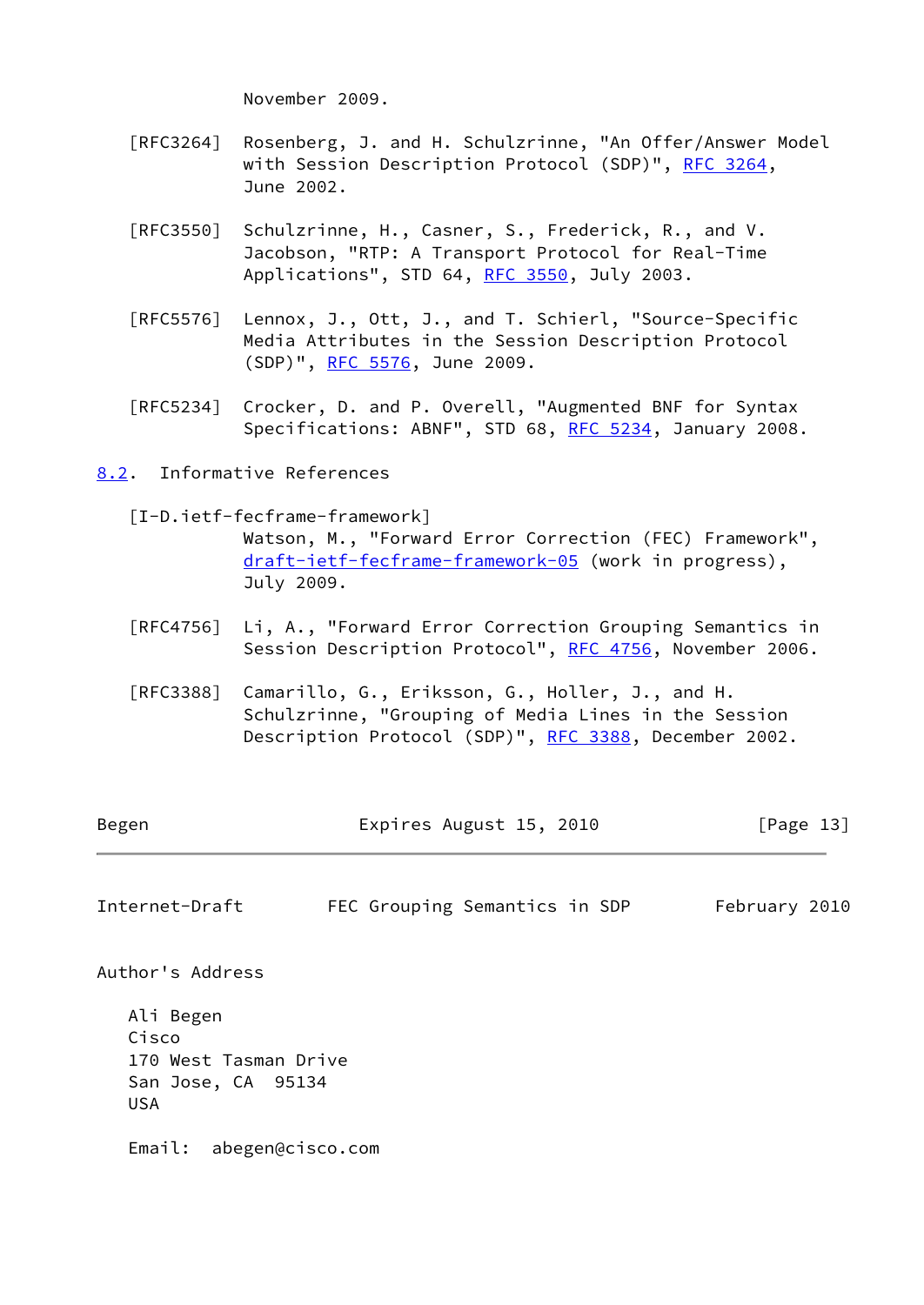November 2009.

[RFC3264] Rosenberg, J. and H. Schulzrinne, "An Offer/Answer Model with Session Description Protocol (SDP)", RFC 3264, June 2002.

[RFC3550] Schulzrinne, H., Casner, S., Frederick, R., and V. Jacobson, "RTP: A Transport Protocol for Real-Time Applications", STD 64, RFC 3550, July 2003.

[RFC5576] Lennox, J., Ott, J., and T. Schierl, "Source-Specific Media Attributes in the Session Description Protocol (SDP)", RFC 5576, June 2009.

[RFC5234] Crocker, D. and P. Overell, "Augmented BNF for Syntax Specifications: ABNF", STD 68, RFC 5234, January 2008.

## 8.2. Informative References

[I-D.ietf-fecframe-framework] Watson, M., "Forward Error Correction (FEC) Framework", draft-ietf-fecframe-framework-05 (work in progress), July 2009.

[RFC4756] Li, A., "Forward Error Correction Grouping Semantics in Session Description Protocol", RFC 4756, November 2006.

[RFC3388] Camarillo, G., Eriksson, G., Holler, J., and H. Schulzrinne, "Grouping of Media Lines in the Session Description Protocol (SDP)", RFC 3388, December 2002.

# Author's Address

Ali Begen
Cisco
170 West Tasman Drive
San Jose, CA 95134
USA

Email: abegen@cisco.com